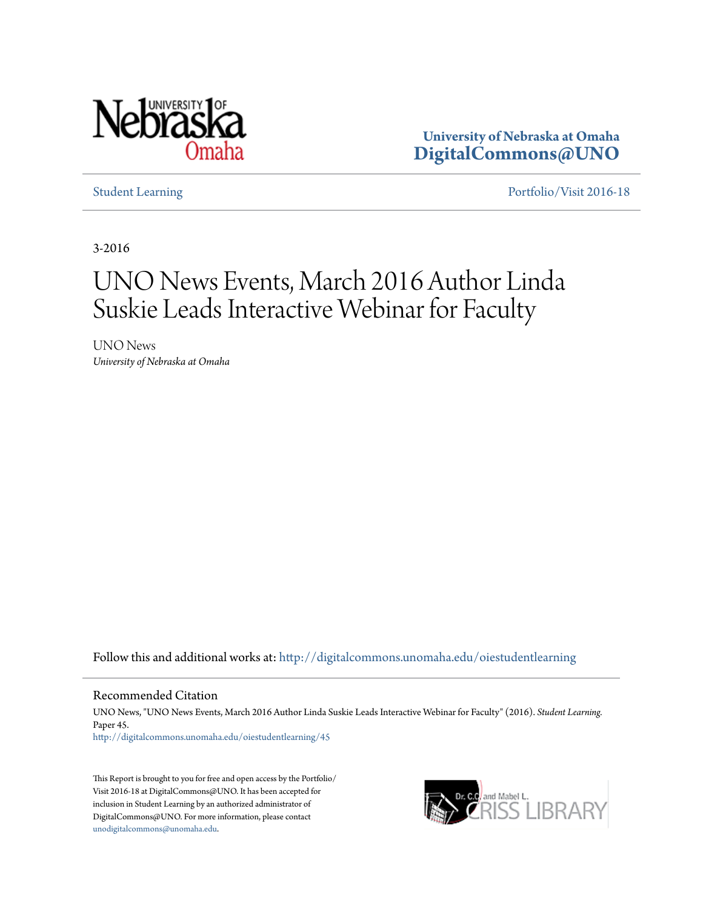University of Nebraska at Omaha
**DigitalCommons@UNO**

Student Learning | Portfolio/Visit 2016-18

3-2016

# UNO News Events, March 2016 Author Linda Suskie Leads Interactive Webinar for Faculty

UNO News
*University of Nebraska at Omaha*

Follow this and additional works at: http://digitalcommons.unomaha.edu/oiestudentlearning

## Recommended Citation

UNO News, "UNO News Events, March 2016 Author Linda Suskie Leads Interactive Webinar for Faculty" (2016). *Student Learning.* Paper 45.
http://digitalcommons.unomaha.edu/oiestudentlearning/45

This Report is brought to you for free and open access by the Portfolio/Visit 2016-18 at DigitalCommons@UNO. It has been accepted for inclusion in Student Learning by an authorized administrator of DigitalCommons@UNO. For more information, please contact unodigitalcommons@unomaha.edu.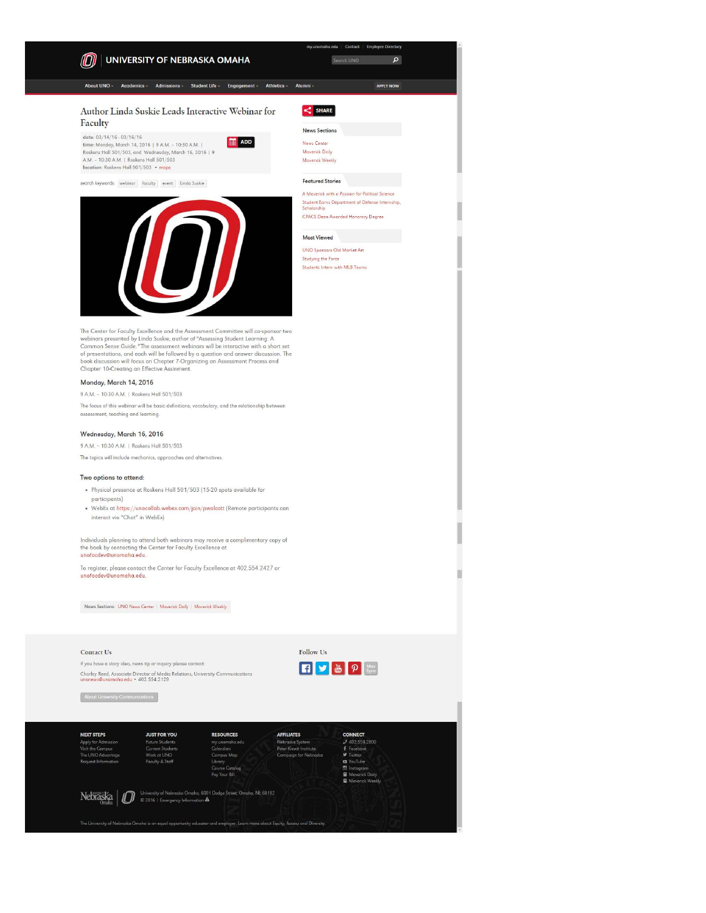my.unomaha.edu | Contact | Employee Directory

# UNIVERSITY OF NEBRASKA OMAHA

Search UNO

About UNO · Academics · Admissions · Student Life · Engagement · Athletics · Alumni · APPLY NOW

## Author Linda Suskie Leads Interactive Webinar for Faculty

date: 03/14/16 - 03/16/16
time: Monday, March 14, 2016 | 9 A.M. - 10:30 A.M. | Roskens Hall 501/503, and Wednesday, March 16, 2016 | 9 A.M. - 10:30 A.M. | Roskens Hall 501/503
location: Roskens Hall 501/503 • maps

ADD

search keywords: webinar | faculty | event | Linda Suskie

The Center for Faculty Excellence and the Assessment Committee will co-sponsor two webinars presented by Linda Suskie, author of "Assessing Student Learning: A Common Sense Guide." The assessment webinars will be interactive with a short set of presentations, and each will be followed by a question and answer discussion. The book discussion will focus on Chapter 7-Organizing an Assessment Process and Chapter 10-Creating an Effective Assinment.

### Monday, March 14, 2016

9 A.M. - 10:30 A.M. | Roskens Hall 501/503

The focus of this webinar will be basic definitions, vocabulary, and the relationship between assessment, teaching and learning.

### Wednesday, March 16, 2016

9 A.M. - 10:30 A.M. | Roskens Hall 501/503

The topics will include mechanics, approaches and alternatives.

### Two options to attend:

- Physical presence at Roskens Hall 501/503 (15-20 spots available for participants)
- WebEx at https://unocollab.webex.com/join/pwolcott (Remote participants can interact via "Chat" in WebEx)

Individuals planning to attend both webinars may receive a complimentary copy of the book by contacting the Center for Faculty Excellence at unofacdev@unomaha.edu.

To register, please contact the Center for Faculty Excellence at 402.554.2427 or unofacdev@unomaha.edu.

News Sections: UNO News Center | Maverick Daily | Maverick Weekly

SHARE

**News Sections**

News Center
Maverick Daily
Maverick Weekly

**Featured Stories**

A Maverick with a Passion for Political Science
Student Earns Department of Defense Internship, Scholarship
CPACS Dean Awarded Honorary Degree

**Most Viewed**

UNO Sponsors Old Market Art
Studying the Force
Students Intern with MLB Teams

### Contact Us

If you have a story idea, news tip or inquiry please contact:

Charley Reed, Associate Director of Media Relations, University Communications
unonews@unomaha.edu • 402.554.2129

About University Communications

### Follow Us

**NEXT STEPS**
Apply for Admission
Visit the Campus
The UNO Advantage
Request Information

**JUST FOR YOU**
Future Students
Current Students
Work at UNO
Faculty & Staff

**RESOURCES**
my.unomaha.edu
Calendars
Campus Map
Library
Course Catalog
Pay Your Bill

**AFFILIATES**
Nebraska System
Peter Kiewit Institute
Campaign for Nebraska

**CONNECT**
402.554.2800
Facebook
Twitter
YouTube
Instagram
Maverick Daily
Maverick Weekly

University of Nebraska Omaha, 6001 Dodge Street, Omaha, NE 68182
© 2016 | Emergency Information

The University of Nebraska Omaha is an equal opportunity educator and employer. Learn more about Equity, Access and Diversity.